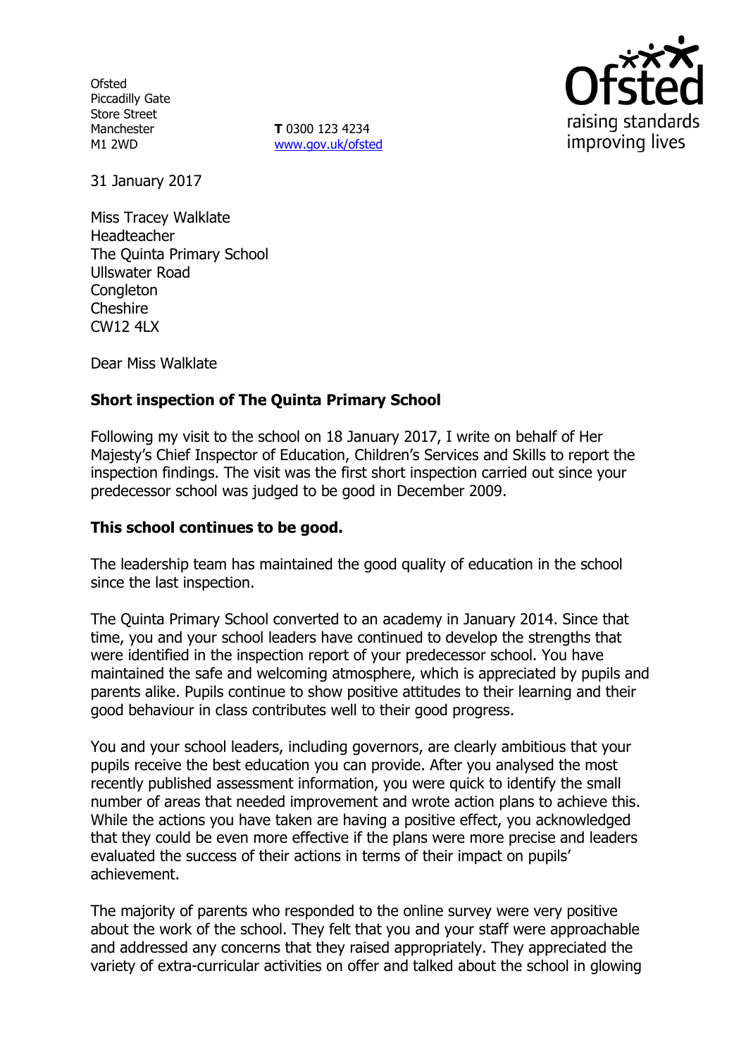Ofsted
Piccadilly Gate
Store Street
Manchester
M1 2WD

**T** 0300 123 4234
www.gov.uk/ofsted

31 January 2017

Miss Tracey Walklate
Headteacher
The Quinta Primary School
Ullswater Road
Congleton
Cheshire
CW12 4LX

Dear Miss Walklate

**Short inspection of The Quinta Primary School**

Following my visit to the school on 18 January 2017, I write on behalf of Her Majesty's Chief Inspector of Education, Children's Services and Skills to report the inspection findings. The visit was the first short inspection carried out since your predecessor school was judged to be good in December 2009.

**This school continues to be good.**

The leadership team has maintained the good quality of education in the school since the last inspection.

The Quinta Primary School converted to an academy in January 2014. Since that time, you and your school leaders have continued to develop the strengths that were identified in the inspection report of your predecessor school. You have maintained the safe and welcoming atmosphere, which is appreciated by pupils and parents alike. Pupils continue to show positive attitudes to their learning and their good behaviour in class contributes well to their good progress.

You and your school leaders, including governors, are clearly ambitious that your pupils receive the best education you can provide. After you analysed the most recently published assessment information, you were quick to identify the small number of areas that needed improvement and wrote action plans to achieve this. While the actions you have taken are having a positive effect, you acknowledged that they could be even more effective if the plans were more precise and leaders evaluated the success of their actions in terms of their impact on pupils' achievement.

The majority of parents who responded to the online survey were very positive about the work of the school. They felt that you and your staff were approachable and addressed any concerns that they raised appropriately. They appreciated the variety of extra-curricular activities on offer and talked about the school in glowing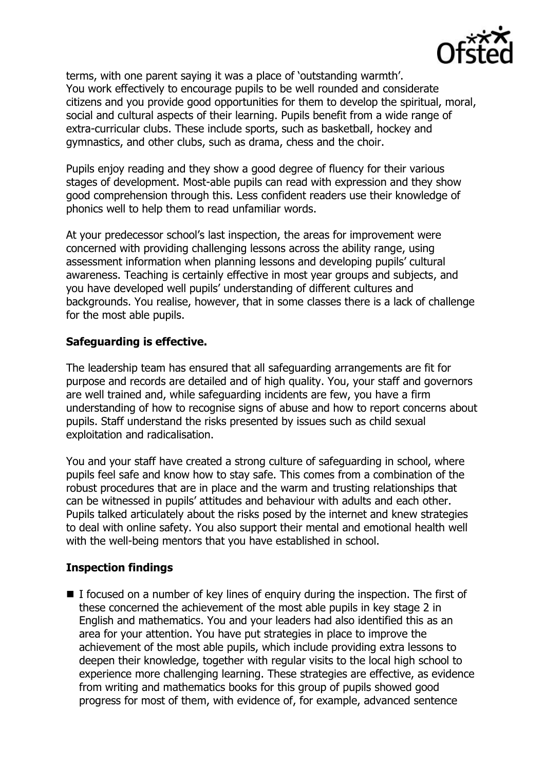terms, with one parent saying it was a place of 'outstanding warmth'. You work effectively to encourage pupils to be well rounded and considerate citizens and you provide good opportunities for them to develop the spiritual, moral, social and cultural aspects of their learning. Pupils benefit from a wide range of extra-curricular clubs. These include sports, such as basketball, hockey and gymnastics, and other clubs, such as drama, chess and the choir.

Pupils enjoy reading and they show a good degree of fluency for their various stages of development. Most-able pupils can read with expression and they show good comprehension through this. Less confident readers use their knowledge of phonics well to help them to read unfamiliar words.

At your predecessor school's last inspection, the areas for improvement were concerned with providing challenging lessons across the ability range, using assessment information when planning lessons and developing pupils' cultural awareness. Teaching is certainly effective in most year groups and subjects, and you have developed well pupils' understanding of different cultures and backgrounds. You realise, however, that in some classes there is a lack of challenge for the most able pupils.

## Safeguarding is effective.

The leadership team has ensured that all safeguarding arrangements are fit for purpose and records are detailed and of high quality. You, your staff and governors are well trained and, while safeguarding incidents are few, you have a firm understanding of how to recognise signs of abuse and how to report concerns about pupils. Staff understand the risks presented by issues such as child sexual exploitation and radicalisation.

You and your staff have created a strong culture of safeguarding in school, where pupils feel safe and know how to stay safe. This comes from a combination of the robust procedures that are in place and the warm and trusting relationships that can be witnessed in pupils' attitudes and behaviour with adults and each other. Pupils talked articulately about the risks posed by the internet and knew strategies to deal with online safety. You also support their mental and emotional health well with the well-being mentors that you have established in school.

## Inspection findings

- I focused on a number of key lines of enquiry during the inspection. The first of these concerned the achievement of the most able pupils in key stage 2 in English and mathematics. You and your leaders had also identified this as an area for your attention. You have put strategies in place to improve the achievement of the most able pupils, which include providing extra lessons to deepen their knowledge, together with regular visits to the local high school to experience more challenging learning. These strategies are effective, as evidence from writing and mathematics books for this group of pupils showed good progress for most of them, with evidence of, for example, advanced sentence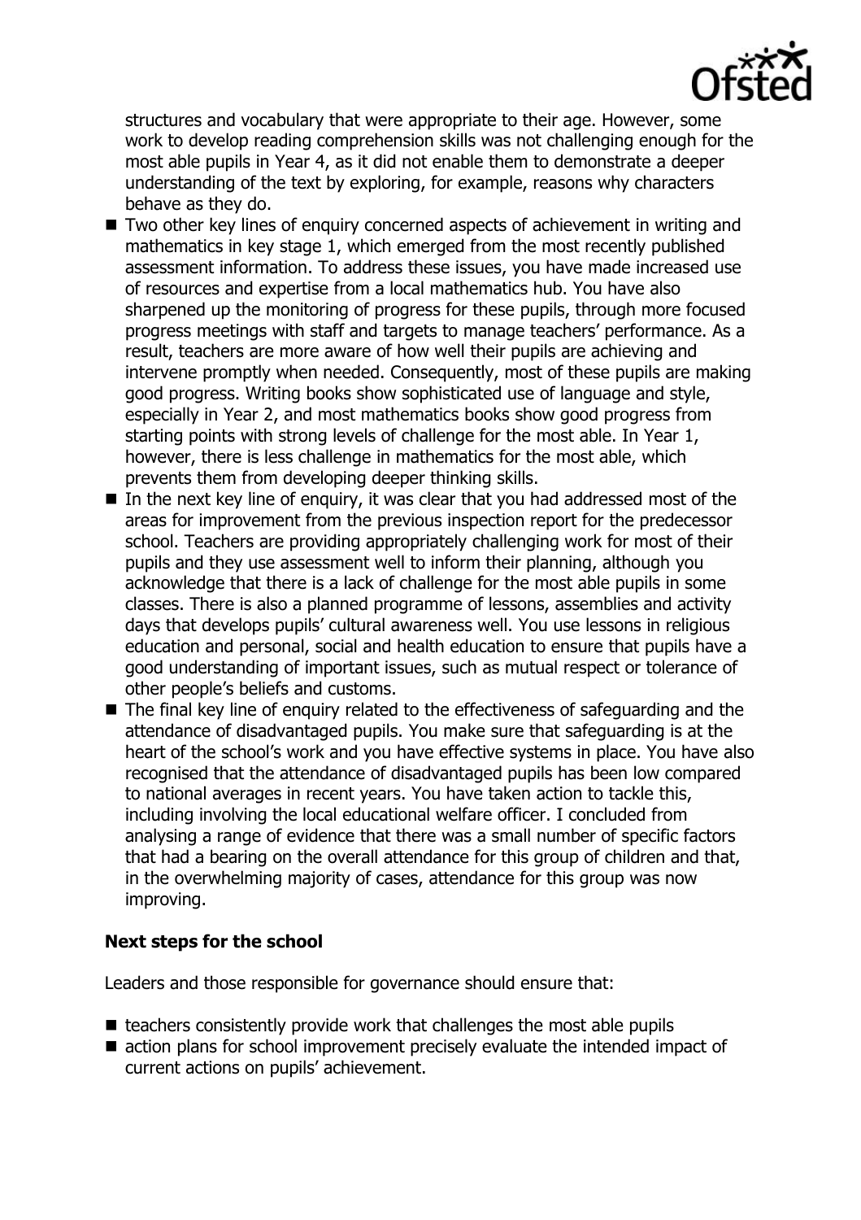structures and vocabulary that were appropriate to their age. However, some work to develop reading comprehension skills was not challenging enough for the most able pupils in Year 4, as it did not enable them to demonstrate a deeper understanding of the text by exploring, for example, reasons why characters behave as they do.

- Two other key lines of enquiry concerned aspects of achievement in writing and mathematics in key stage 1, which emerged from the most recently published assessment information. To address these issues, you have made increased use of resources and expertise from a local mathematics hub. You have also sharpened up the monitoring of progress for these pupils, through more focused progress meetings with staff and targets to manage teachers' performance. As a result, teachers are more aware of how well their pupils are achieving and intervene promptly when needed. Consequently, most of these pupils are making good progress. Writing books show sophisticated use of language and style, especially in Year 2, and most mathematics books show good progress from starting points with strong levels of challenge for the most able. In Year 1, however, there is less challenge in mathematics for the most able, which prevents them from developing deeper thinking skills.
- In the next key line of enquiry, it was clear that you had addressed most of the areas for improvement from the previous inspection report for the predecessor school. Teachers are providing appropriately challenging work for most of their pupils and they use assessment well to inform their planning, although you acknowledge that there is a lack of challenge for the most able pupils in some classes. There is also a planned programme of lessons, assemblies and activity days that develops pupils' cultural awareness well. You use lessons in religious education and personal, social and health education to ensure that pupils have a good understanding of important issues, such as mutual respect or tolerance of other people's beliefs and customs.
- The final key line of enquiry related to the effectiveness of safeguarding and the attendance of disadvantaged pupils. You make sure that safeguarding is at the heart of the school's work and you have effective systems in place. You have also recognised that the attendance of disadvantaged pupils has been low compared to national averages in recent years. You have taken action to tackle this, including involving the local educational welfare officer. I concluded from analysing a range of evidence that there was a small number of specific factors that had a bearing on the overall attendance for this group of children and that, in the overwhelming majority of cases, attendance for this group was now improving.

## Next steps for the school

Leaders and those responsible for governance should ensure that:

- teachers consistently provide work that challenges the most able pupils
- action plans for school improvement precisely evaluate the intended impact of current actions on pupils' achievement.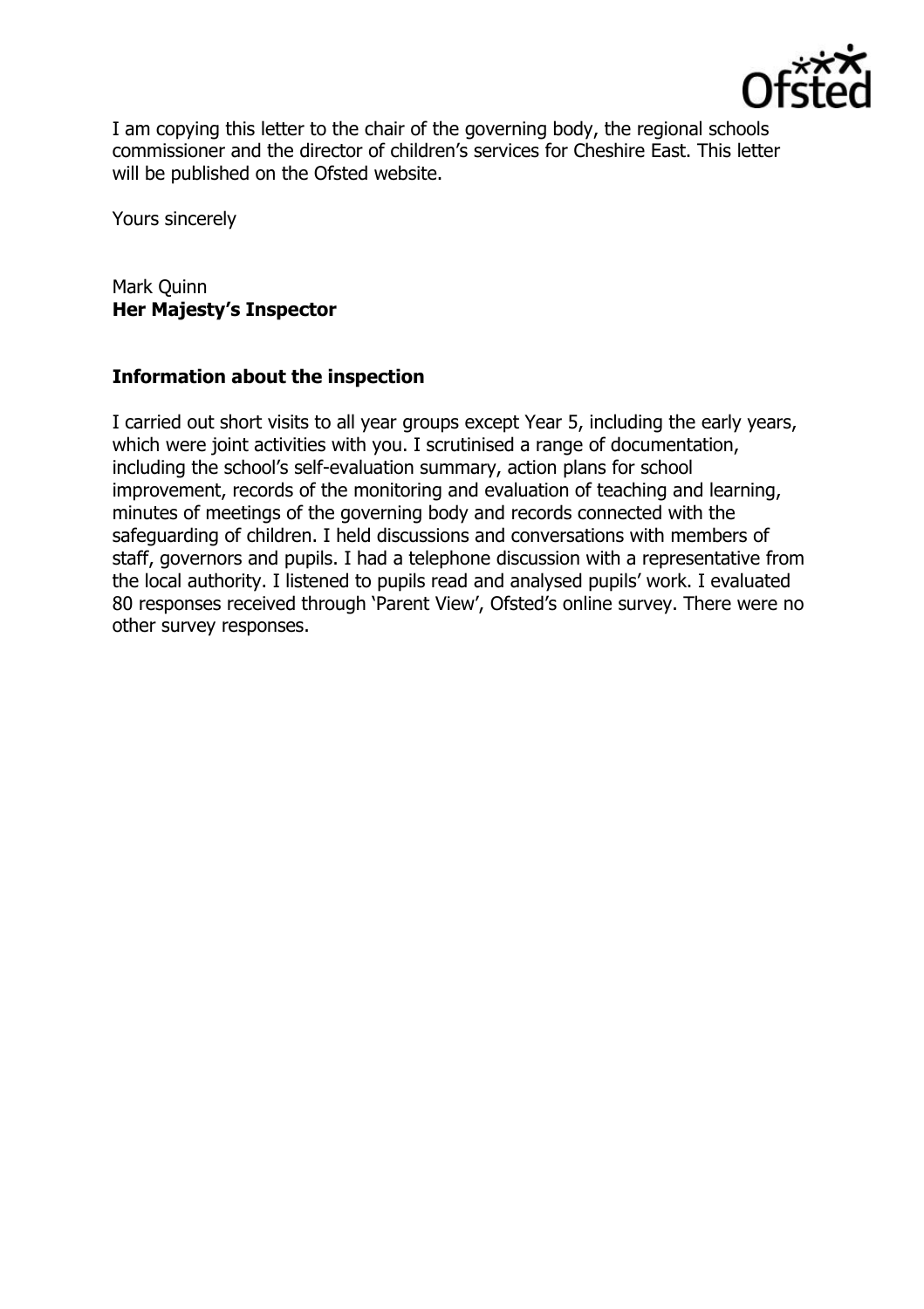I am copying this letter to the chair of the governing body, the regional schools commissioner and the director of children's services for Cheshire East. This letter will be published on the Ofsted website.

Yours sincerely

Mark Quinn
**Her Majesty's Inspector**

## Information about the inspection

I carried out short visits to all year groups except Year 5, including the early years, which were joint activities with you. I scrutinised a range of documentation, including the school's self-evaluation summary, action plans for school improvement, records of the monitoring and evaluation of teaching and learning, minutes of meetings of the governing body and records connected with the safeguarding of children. I held discussions and conversations with members of staff, governors and pupils. I had a telephone discussion with a representative from the local authority. I listened to pupils read and analysed pupils' work. I evaluated 80 responses received through 'Parent View', Ofsted's online survey. There were no other survey responses.